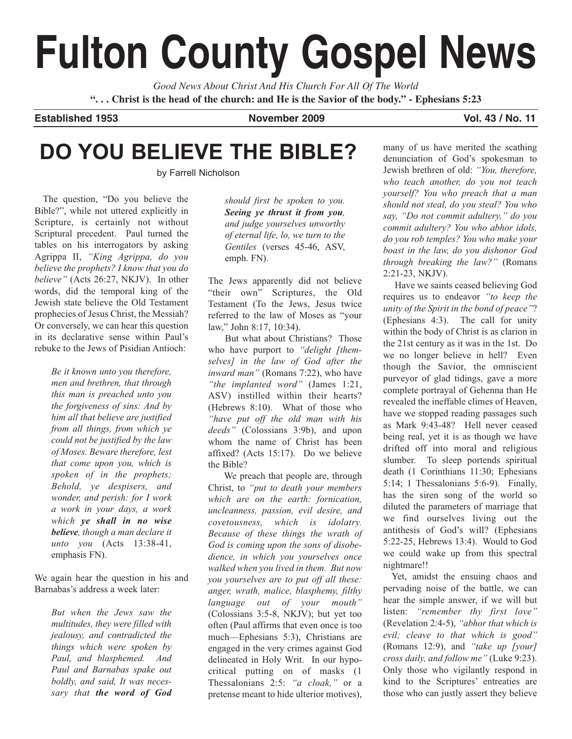# Fulton County Gospel News

*Good News About Christ And His Church For All Of The World*

**". . . Christ is the head of the church: and He is the Savior of the body." - Ephesians 5:23**

**Established 1953** | **November 2009** | **Vol. 43 / No. 11**

## DO YOU BELIEVE THE BIBLE?

by Farrell Nicholson

The question, "Do you believe the Bible?", while not uttered explicitly in Scripture, is certainly not without Scriptural precedent. Paul turned the tables on his interrogators by asking Agrippa II, *"King Agrippa, do you believe the prophets? I know that you do believe"* (Acts 26:27, NKJV). In other words, did the temporal king of the Jewish state believe the Old Testament prophecies of Jesus Christ, the Messiah? Or conversely, we can hear this question in its declarative sense within Paul's rebuke to the Jews of Pisidian Antioch:

> *Be it known unto you therefore, men and brethren, that through this man is preached unto you the forgiveness of sins: And by him all that believe are justified from all things, from which ye could not be justified by the law of Moses. Beware therefore, lest that come upon you, which is spoken of in the prophets; Behold, ye despisers, and wonder, and perish: for I work a work in your days, a work which **ye shall in no wise believe**, though a man declare it unto you* (Acts 13:38-41, emphasis FN).

We again hear the question in his and Barnabas's address a week later:

> *But when the Jews saw the multitudes, they were filled with jealousy, and contradicted the things which were spoken by Paul, and blasphemed. And Paul and Barnabas spake out boldly, and said, It was necessary that **the word of God** should first be spoken to you. **Seeing ye thrust it from you**, and judge yourselves unworthy of eternal life, lo, we turn to the Gentiles* (verses 45-46, ASV, emph. FN).

The Jews apparently did not believe "their own" Scriptures, the Old Testament (To the Jews, Jesus twice referred to the law of Moses as "your law," John 8:17, 10:34).

But what about Christians? Those who have purport to *"delight [themselves] in the law of God after the inward man"* (Romans 7:22), who have *"the implanted word"* (James 1:21, ASV) instilled within their hearts? (Hebrews 8:10). What of those who *"have put off the old man with his deeds"* (Colossians 3:9b), and upon whom the name of Christ has been affixed? (Acts 15:17). Do we believe the Bible?

We preach that people are, through Christ, to *"put to death your members which are on the earth: fornication, uncleanness, passion, evil desire, and covetousness, which is idolatry. Because of these things the wrath of God is coming upon the sons of disobedience, in which you yourselves once walked when you lived in them. But now you yourselves are to put off all these: anger, wrath, malice, blasphemy, filthy language out of your mouth"* (Colossians 3:5-8, NKJV); but yet too often (Paul affirms that even once is too much—Ephesians 5:3), Christians are engaged in the very crimes against God delineated in Holy Writ. In our hypocritical putting on of masks (1 Thessalonians 2:5: *"a cloak,"* or a pretense meant to hide ulterior motives), many of us have merited the scathing denunciation of God's spokesman to Jewish brethren of old: *"You, therefore, who teach another, do you not teach yourself? You who preach that a man should not steal, do you steal? You who say, "Do not commit adultery," do you commit adultery? You who abhor idols, do you rob temples? You who make your boast in the law, do you dishonor God through breaking the law?"* (Romans 2:21-23, NKJV).

Have we saints ceased believing God requires us to endeavor *"to keep the unity of the Spirit in the bond of peace"*? (Ephesians 4:3). The call for unity within the body of Christ is as clarion in the 21st century as it was in the 1st. Do we no longer believe in hell? Even though the Savior, the omniscient purveyor of glad tidings, gave a more complete portrayal of Gehenna than He revealed the ineffable climes of Heaven, have we stopped reading passages such as Mark 9:43-48? Hell never ceased being real, yet it is as though we have drifted off into moral and religious slumber. To sleep portends spiritual death (1 Corinthians 11:30; Ephesians 5:14; 1 Thessalonians 5:6-9). Finally, has the siren song of the world so diluted the parameters of marriage that we find ourselves living out the antithesis of God's will? (Ephesians 5:22-25, Hebrews 13:4). Would to God we could wake up from this spectral nightmare!!

Yet, amidst the ensuing chaos and pervading noise of the battle, we can hear the simple answer, if we will but listen: *"remember thy first love"* (Revelation 2:4-5), *"abhor that which is evil; cleave to that which is good"* (Romans 12:9), and *"take up [your] cross daily, and follow me"* (Luke 9:23). Only those who vigilantly respond in kind to the Scriptures' entreaties are those who can justly assert they believe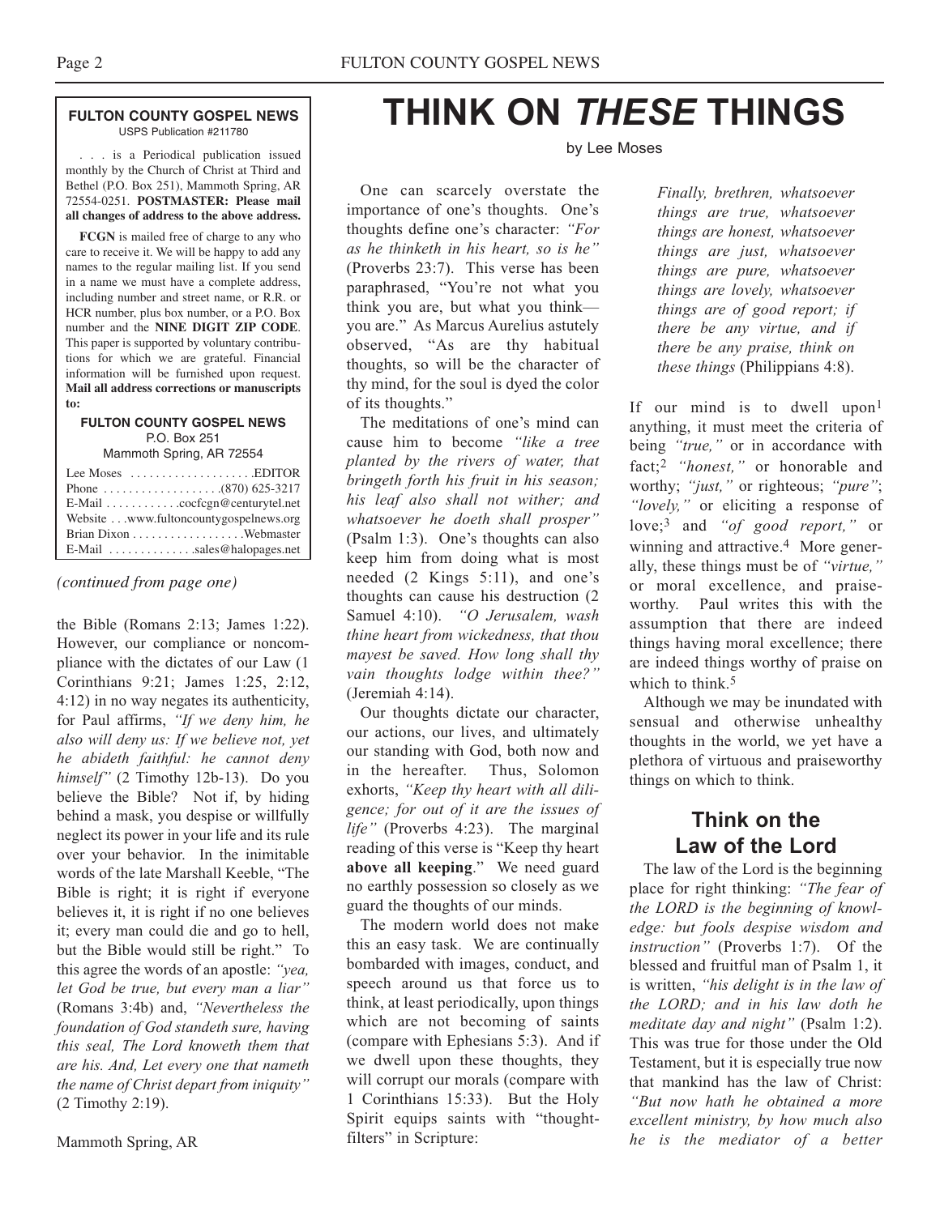**FULTON COUNTY GOSPEL NEWS**
USPS Publication #211780

. . . is a Periodical publication issued monthly by the Church of Christ at Third and Bethel (P.O. Box 251), Mammoth Spring, AR 72554-0251. **POSTMASTER: Please mail all changes of address to the above address.**

**FCGN** is mailed free of charge to any who care to receive it. We will be happy to add any names to the regular mailing list. If you send in a name we must have a complete address, including number and street name, or R.R. or HCR number, plus box number, or a P.O. Box number and the **NINE DIGIT ZIP CODE**. This paper is supported by voluntary contributions for which we are grateful. Financial information will be furnished upon request. **Mail all address corrections or manuscripts to:**

**FULTON COUNTY GOSPEL NEWS**
P.O. Box 251
Mammoth Spring, AR 72554

Lee Moses . . . . . . . . . . . . . . . . . . . .EDITOR
Phone . . . . . . . . . . . . . . . . . . .(870) 625-3217
E-Mail . . . . . . . . . . . .cocfcgn@centurytel.net
Website . . .www.fultoncountygospelnews.org
Brian Dixon . . . . . . . . . . . . . . . . . .Webmaster
E-Mail . . . . . . . . . . . . . .sales@halopages.net

*(continued from page one)*

the Bible (Romans 2:13; James 1:22). However, our compliance or noncompliance with the dictates of our Law (1 Corinthians 9:21; James 1:25, 2:12, 4:12) in no way negates its authenticity, for Paul affirms, *"If we deny him, he also will deny us: If we believe not, yet he abideth faithful: he cannot deny himself"* (2 Timothy 12b-13). Do you believe the Bible? Not if, by hiding behind a mask, you despise or willfully neglect its power in your life and its rule over your behavior. In the inimitable words of the late Marshall Keeble, "The Bible is right; it is right if everyone believes it, it is right if no one believes it; every man could die and go to hell, but the Bible would still be right." To this agree the words of an apostle: *"yea, let God be true, but every man a liar"* (Romans 3:4b) and, *"Nevertheless the foundation of God standeth sure, having this seal, The Lord knoweth them that are his. And, Let every one that nameth the name of Christ depart from iniquity"* (2 Timothy 2:19).

Mammoth Spring, AR

# THINK ON *THESE* THINGS

by Lee Moses

One can scarcely overstate the importance of one's thoughts. One's thoughts define one's character: *"For as he thinketh in his heart, so is he"* (Proverbs 23:7). This verse has been paraphrased, "You're not what you think you are, but what you think—you are." As Marcus Aurelius astutely observed, "As are thy habitual thoughts, so will be the character of thy mind, for the soul is dyed the color of its thoughts."

The meditations of one's mind can cause him to become *"like a tree planted by the rivers of water, that bringeth forth his fruit in his season; his leaf also shall not wither; and whatsoever he doeth shall prosper"* (Psalm 1:3). One's thoughts can also keep him from doing what is most needed (2 Kings 5:11), and one's thoughts can cause his destruction (2 Samuel 4:10). *"O Jerusalem, wash thine heart from wickedness, that thou mayest be saved. How long shall thy vain thoughts lodge within thee?"* (Jeremiah 4:14).

Our thoughts dictate our character, our actions, our lives, and ultimately our standing with God, both now and in the hereafter. Thus, Solomon exhorts, *"Keep thy heart with all diligence; for out of it are the issues of life"* (Proverbs 4:23). The marginal reading of this verse is "Keep thy heart **above all keeping**." We need guard no earthly possession so closely as we guard the thoughts of our minds.

The modern world does not make this an easy task. We are continually bombarded with images, conduct, and speech around us that force us to think, at least periodically, upon things which are not becoming of saints (compare with Ephesians 5:3). And if we dwell upon these thoughts, they will corrupt our morals (compare with 1 Corinthians 15:33). But the Holy Spirit equips saints with "thought-filters" in Scripture:

> *Finally, brethren, whatsoever things are true, whatsoever things are honest, whatsoever things are just, whatsoever things are pure, whatsoever things are lovely, whatsoever things are of good report; if there be any virtue, and if there be any praise, think on these things* (Philippians 4:8).

If our mind is to dwell upon[1] anything, it must meet the criteria of being *"true,"* or in accordance with fact;[2] *"honest,"* or honorable and worthy; *"just,"* or righteous; *"pure"*; *"lovely,"* or eliciting a response of love;[3] and *"of good report,"* or winning and attractive.[4] More generally, these things must be of *"virtue,"* or moral excellence, and praiseworthy. Paul writes this with the assumption that there are indeed things having moral excellence; there are indeed things worthy of praise on which to think.[5]

Although we may be inundated with sensual and otherwise unhealthy thoughts in the world, we yet have a plethora of virtuous and praiseworthy things on which to think.

## Think on the Law of the Lord

The law of the Lord is the beginning place for right thinking: *"The fear of the LORD is the beginning of knowledge: but fools despise wisdom and instruction"* (Proverbs 1:7). Of the blessed and fruitful man of Psalm 1, it is written, *"his delight is in the law of the LORD; and in his law doth he meditate day and night"* (Psalm 1:2). This was true for those under the Old Testament, but it is especially true now that mankind has the law of Christ: *"But now hath he obtained a more excellent ministry, by how much also he is the mediator of a better*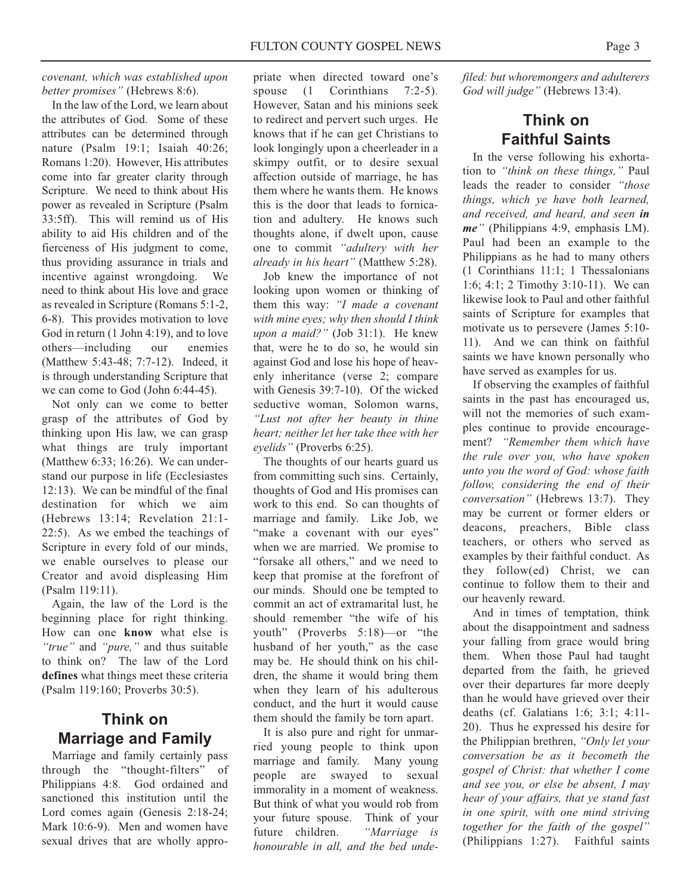*covenant, which was established upon better promises"* (Hebrews 8:6).

In the law of the Lord, we learn about the attributes of God. Some of these attributes can be determined through nature (Psalm 19:1; Isaiah 40:26; Romans 1:20). However, His attributes come into far greater clarity through Scripture. We need to think about His power as revealed in Scripture (Psalm 33:5ff). This will remind us of His ability to aid His children and of the fierceness of His judgment to come, thus providing assurance in trials and incentive against wrongdoing. We need to think about His love and grace as revealed in Scripture (Romans 5:1-2, 6-8). This provides motivation to love God in return (1 John 4:19), and to love others—including our enemies (Matthew 5:43-48; 7:7-12). Indeed, it is through understanding Scripture that we can come to God (John 6:44-45).

Not only can we come to better grasp of the attributes of God by thinking upon His law, we can grasp what things are truly important (Matthew 6:33; 16:26). We can understand our purpose in life (Ecclesiastes 12:13). We can be mindful of the final destination for which we aim (Hebrews 13:14; Revelation 21:1-22:5). As we embed the teachings of Scripture in every fold of our minds, we enable ourselves to please our Creator and avoid displeasing Him (Psalm 119:11).

Again, the law of the Lord is the beginning place for right thinking. How can one **know** what else is *"true"* and *"pure,"* and thus suitable to think on? The law of the Lord **defines** what things meet these criteria (Psalm 119:160; Proverbs 30:5).

## Think on Marriage and Family

Marriage and family certainly pass through the "thought-filters" of Philippians 4:8. God ordained and sanctioned this institution until the Lord comes again (Genesis 2:18-24; Mark 10:6-9). Men and women have sexual drives that are wholly appropriate when directed toward one's spouse (1 Corinthians 7:2-5). However, Satan and his minions seek to redirect and pervert such urges. He knows that if he can get Christians to look longingly upon a cheerleader in a skimpy outfit, or to desire sexual affection outside of marriage, he has them where he wants them. He knows this is the door that leads to fornication and adultery. He knows such thoughts alone, if dwelt upon, cause one to commit *"adultery with her already in his heart"* (Matthew 5:28).

Job knew the importance of not looking upon women or thinking of them this way: *"I made a covenant with mine eyes; why then should I think upon a maid?"* (Job 31:1). He knew that, were he to do so, he would sin against God and lose his hope of heavenly inheritance (verse 2; compare with Genesis 39:7-10). Of the wicked seductive woman, Solomon warns, *"Lust not after her beauty in thine heart; neither let her take thee with her eyelids"* (Proverbs 6:25).

The thoughts of our hearts guard us from committing such sins. Certainly, thoughts of God and His promises can work to this end. So can thoughts of marriage and family. Like Job, we "make a covenant with our eyes" when we are married. We promise to "forsake all others," and we need to keep that promise at the forefront of our minds. Should one be tempted to commit an act of extramarital lust, he should remember "the wife of his youth" (Proverbs 5:18)—or "the husband of her youth," as the case may be. He should think on his children, the shame it would bring them when they learn of his adulterous conduct, and the hurt it would cause them should the family be torn apart.

It is also pure and right for unmarried young people to think upon marriage and family. Many young people are swayed to sexual immorality in a moment of weakness. But think of what you would rob from your future spouse. Think of your future children. *"Marriage is honourable in all, and the bed undefiled: but whoremongers and adulterers God will judge"* (Hebrews 13:4).

## Think on Faithful Saints

In the verse following his exhortation to *"think on these things,"* Paul leads the reader to consider *"those things, which ye have both learned, and received, and heard, and seen **in me**"* (Philippians 4:9, emphasis LM). Paul had been an example to the Philippians as he had to many others (1 Corinthians 11:1; 1 Thessalonians 1:6; 4:1; 2 Timothy 3:10-11). We can likewise look to Paul and other faithful saints of Scripture for examples that motivate us to persevere (James 5:10-11). And we can think on faithful saints we have known personally who have served as examples for us.

If observing the examples of faithful saints in the past has encouraged us, will not the memories of such examples continue to provide encouragement? *"Remember them which have the rule over you, who have spoken unto you the word of God: whose faith follow, considering the end of their conversation"* (Hebrews 13:7). They may be current or former elders or deacons, preachers, Bible class teachers, or others who served as examples by their faithful conduct. As they follow(ed) Christ, we can continue to follow them to their and our heavenly reward.

And in times of temptation, think about the disappointment and sadness your falling from grace would bring them. When those Paul had taught departed from the faith, he grieved over their departures far more deeply than he would have grieved over their deaths (cf. Galatians 1:6; 3:1; 4:11-20). Thus he expressed his desire for the Philippian brethren, *"Only let your conversation be as it becometh the gospel of Christ: that whether I come and see you, or else be absent, I may hear of your affairs, that ye stand fast in one spirit, with one mind striving together for the faith of the gospel"* (Philippians 1:27). Faithful saints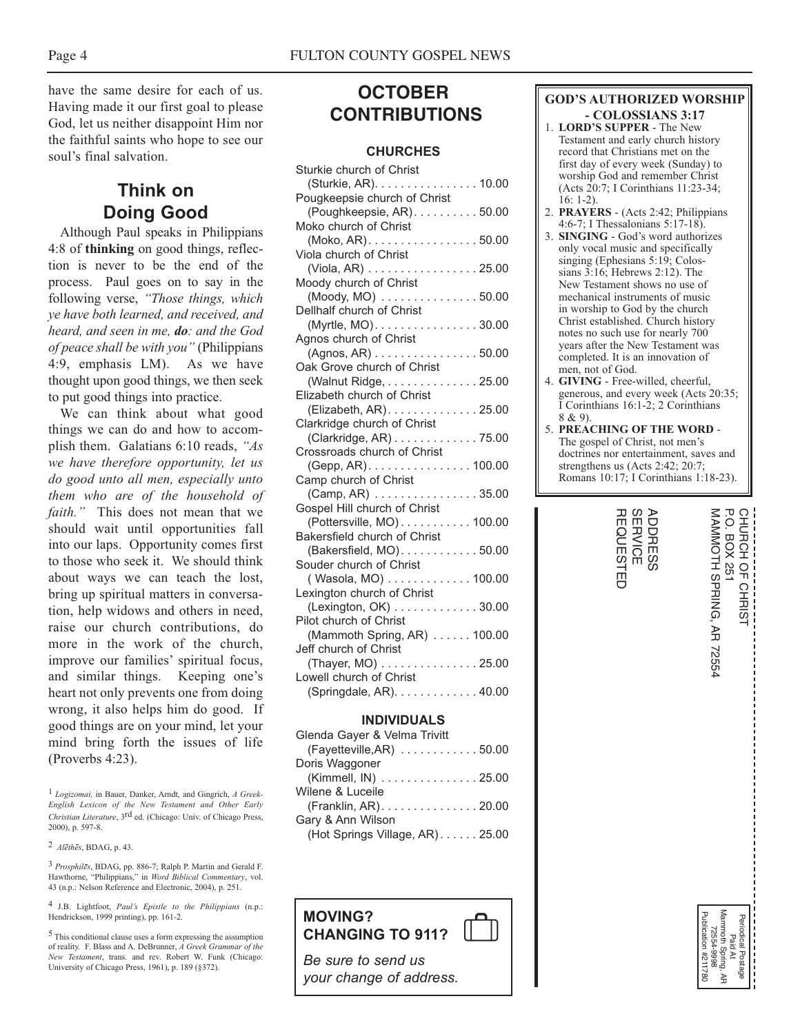have the same desire for each of us. Having made it our first goal to please God, let us neither disappoint Him nor the faithful saints who hope to see our soul's final salvation.

## Think on Doing Good

Although Paul speaks in Philippians 4:8 of **thinking** on good things, reflection is never to be the end of the process. Paul goes on to say in the following verse, *"Those things, which ye have both learned, and received, and heard, and seen in me,* ***do****: and the God of peace shall be with you"* (Philippians 4:9, emphasis LM). As we have thought upon good things, we then seek to put good things into practice.

We can think about what good things we can do and how to accomplish them. Galatians 6:10 reads, *"As we have therefore opportunity, let us do good unto all men, especially unto them who are of the household of faith."* This does not mean that we should wait until opportunities fall into our laps. Opportunity comes first to those who seek it. We should think about ways we can teach the lost, bring up spiritual matters in conversation, help widows and others in need, raise our church contributions, do more in the work of the church, improve our families' spiritual focus, and similar things. Keeping one's heart not only prevents one from doing wrong, it also helps him do good. If good things are on your mind, let your mind bring forth the issues of life (Proverbs 4:23).

[1] *Logizomai,* in Bauer, Danker, Arndt, and Gingrich, *A Greek-English Lexicon of the New Testament and Other Early Christian Literature*, 3rd ed. (Chicago: Univ. of Chicago Press, 2000), p. 597-8.

[2] *Alēthēs*, BDAG, p. 43.

[3] *Prosphilēs*, BDAG, pp. 886-7; Ralph P. Martin and Gerald F. Hawthorne, "Philippians," in *Word Biblical Commentary*, vol. 43 (n.p.: Nelson Reference and Electronic, 2004), p. 251.

[4] J.B. Lightfoot, *Paul's Epistle to the Philippians* (n.p.: Hendrickson, 1999 printing), pp. 161-2.

[5] This conditional clause uses a form expressing the assumption of reality. F. Blass and A. DeBrunner, *A Greek Grammar of the New Testament*, trans. and rev. Robert W. Funk (Chicago: University of Chicago Press, 1961), p. 189 (§372).

## OCTOBER CONTRIBUTIONS

### CHURCHES

| | |
|---|---|
| Sturkie church of Christ (Sturkie, AR) | 10.00 |
| Pougkeepsie church of Christ (Poughkeepsie, AR) | 50.00 |
| Moko church of Christ (Moko, AR) | 50.00 |
| Viola church of Christ (Viola, AR) | 25.00 |
| Moody church of Christ (Moody, MO) | 50.00 |
| Dellhalf church of Christ (Myrtle, MO) | 30.00 |
| Agnos church of Christ (Agnos, AR) | 50.00 |
| Oak Grove church of Christ (Walnut Ridge, | 25.00 |
| Elizabeth church of Christ (Elizabeth, AR) | 25.00 |
| Clarkridge church of Christ (Clarkridge, AR) | 75.00 |
| Crossroads church of Christ (Gepp, AR) | 100.00 |
| Camp church of Christ (Camp, AR) | 35.00 |
| Gospel Hill church of Christ (Pottersville, MO) | 100.00 |
| Bakersfield church of Christ (Bakersfield, MO) | 50.00 |
| Souder church of Christ ( Wasola, MO) | 100.00 |
| Lexington church of Christ (Lexington, OK) | 30.00 |
| Pilot church of Christ (Mammoth Spring, AR) | 100.00 |
| Jeff church of Christ (Thayer, MO) | 25.00 |
| Lowell church of Christ (Springdale, AR) | 40.00 |

### INDIVIDUALS

| | |
|---|---|
| Glenda Gayer & Velma Trivitt (Fayetteville,AR) | 50.00 |
| Doris Waggoner (Kimmell, IN) | 25.00 |
| Wilene & Luceile (Franklin, AR) | 20.00 |
| Gary & Ann Wilson (Hot Springs Village, AR) | 25.00 |

**MOVING? CHANGING TO 911?**

*Be sure to send us your change of address.*

**GOD'S AUTHORIZED WORSHIP - COLOSSIANS 3:17**

1. **LORD'S SUPPER** - The New Testament and early church history record that Christians met on the first day of every week (Sunday) to worship God and remember Christ (Acts 20:7; I Corinthians 11:23-34; 16: 1-2).
2. **PRAYERS** - (Acts 2:42; Philippians 4:6-7; I Thessalonians 5:17-18).
3. **SINGING** - God's word authorizes only vocal music and specifically singing (Ephesians 5:19; Colossians 3:16; Hebrews 2:12). The New Testament shows no use of mechanical instruments of music in worship to God by the church Christ established. Church history notes no such use for nearly 700 years after the New Testament was completed. It is an innovation of men, not of God.
4. **GIVING** - Free-willed, cheerful, generous, and every week (Acts 20:35; I Corinthians 16:1-2; 2 Corinthians 8 & 9).
5. **PREACHING OF THE WORD** - The gospel of Christ, not men's doctrines nor entertainment, saves and strengthens us (Acts 2:42; 20:7; Romans 10:17; I Corinthians 1:18-23).

CHURCH OF CHRIST
P.O. BOX 251
MAMMOTH SPRING, AR 72554

ADDRESS SERVICE REQUESTED

Periodical Postage Paid At Mammoth Spring, AR 72554-9998 Publication #211780